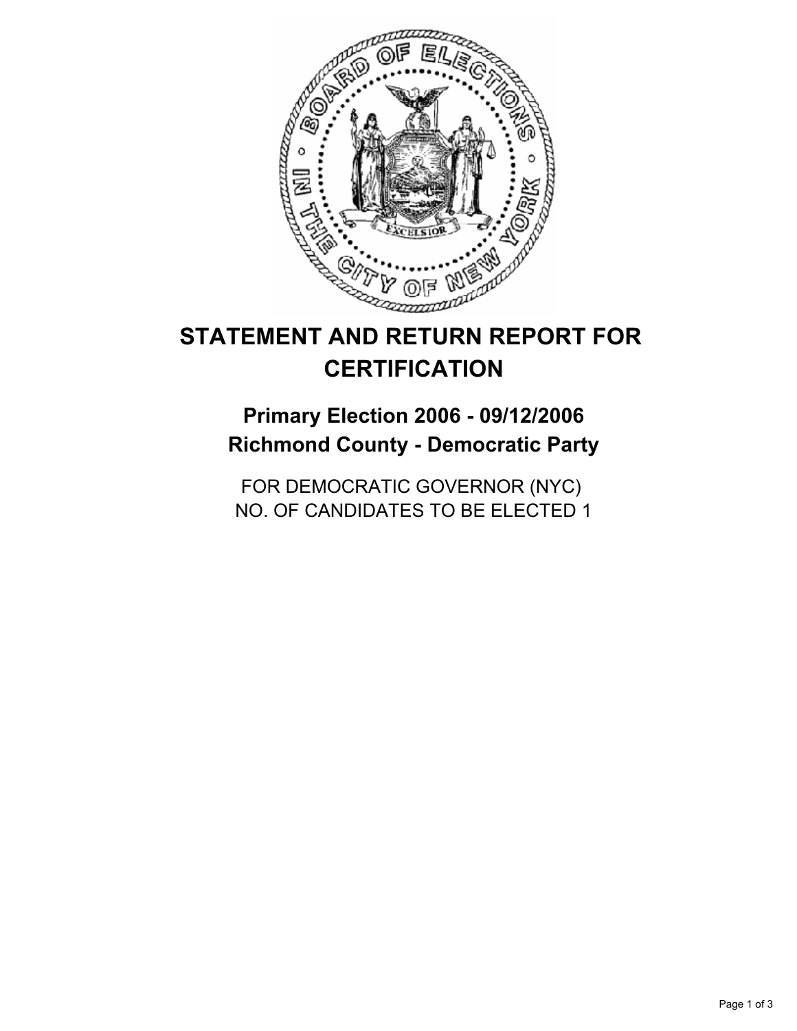# STATEMENT AND RETURN REPORT FOR CERTIFICATION

## Primary Election 2006 - 09/12/2006
## Richmond County - Democratic Party

FOR DEMOCRATIC GOVERNOR (NYC)
NO. OF CANDIDATES TO BE ELECTED 1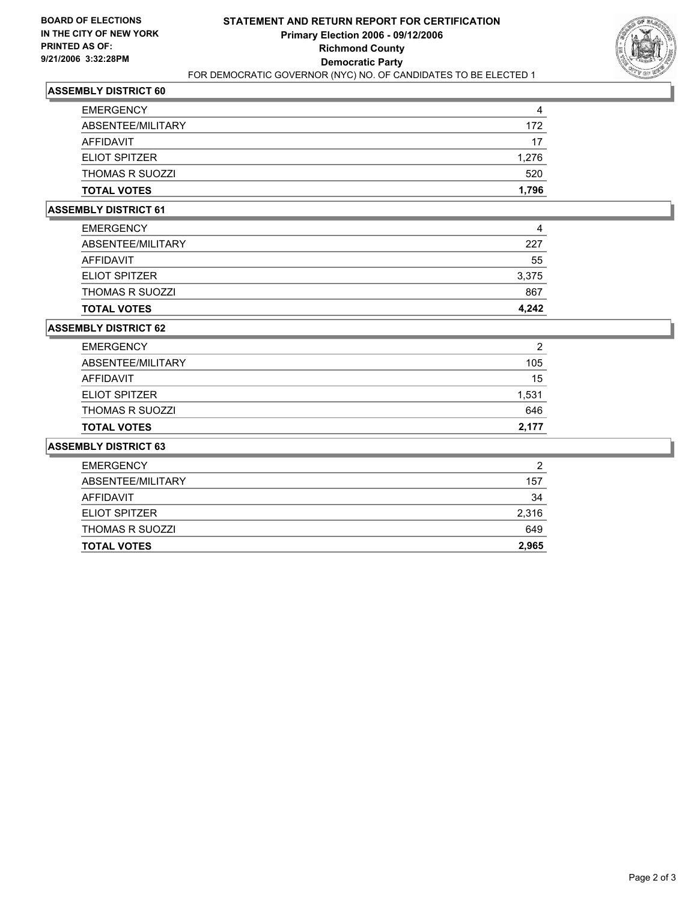**BOARD OF ELECTIONS IN THE CITY OF NEW YORK PRINTED AS OF: 9/21/2006 3:32:28PM**

# STATEMENT AND RETURN REPORT FOR CERTIFICATION

## Primary Election 2006 - 09/12/2006

## Richmond County

## Democratic Party

FOR DEMOCRATIC GOVERNOR (NYC) NO. OF CANDIDATES TO BE ELECTED 1

### ASSEMBLY DISTRICT 60

| | |
|---|---|
| EMERGENCY | 4 |
| ABSENTEE/MILITARY | 172 |
| AFFIDAVIT | 17 |
| ELIOT SPITZER | 1,276 |
| THOMAS R SUOZZI | 520 |
| **TOTAL VOTES** | **1,796** |

### ASSEMBLY DISTRICT 61

| | |
|---|---|
| EMERGENCY | 4 |
| ABSENTEE/MILITARY | 227 |
| AFFIDAVIT | 55 |
| ELIOT SPITZER | 3,375 |
| THOMAS R SUOZZI | 867 |
| **TOTAL VOTES** | **4,242** |

### ASSEMBLY DISTRICT 62

| | |
|---|---|
| EMERGENCY | 2 |
| ABSENTEE/MILITARY | 105 |
| AFFIDAVIT | 15 |
| ELIOT SPITZER | 1,531 |
| THOMAS R SUOZZI | 646 |
| **TOTAL VOTES** | **2,177** |

### ASSEMBLY DISTRICT 63

| | |
|---|---|
| EMERGENCY | 2 |
| ABSENTEE/MILITARY | 157 |
| AFFIDAVIT | 34 |
| ELIOT SPITZER | 2,316 |
| THOMAS R SUOZZI | 649 |
| **TOTAL VOTES** | **2,965** |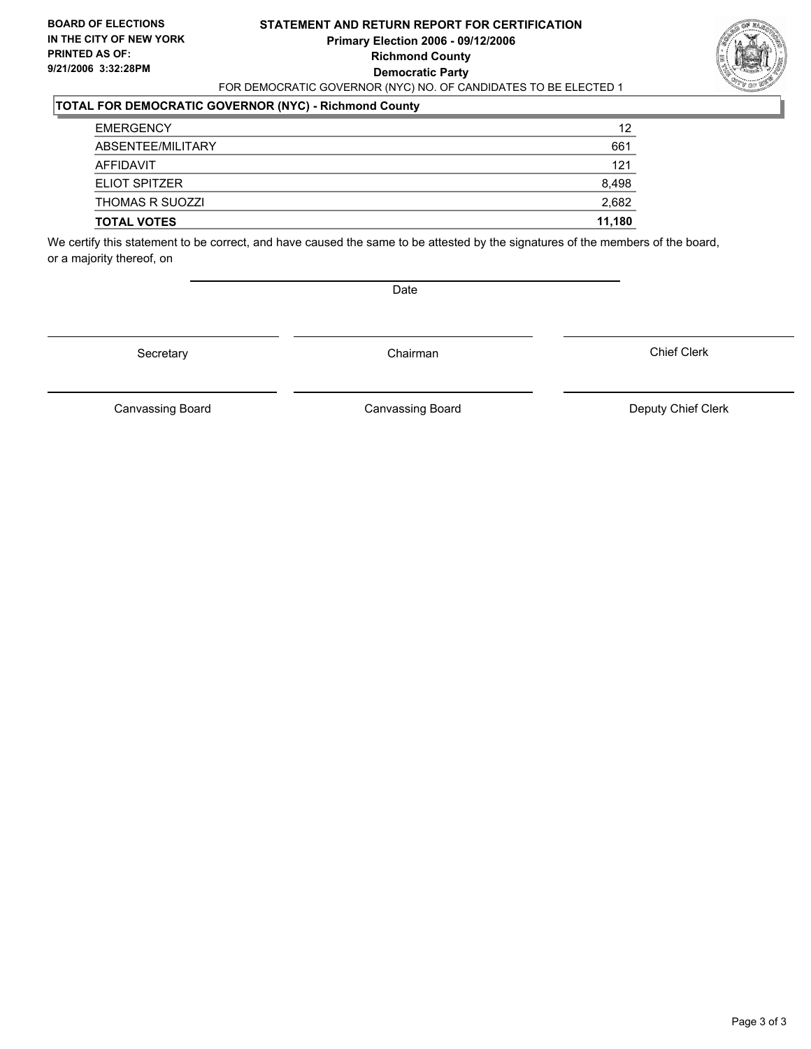**BOARD OF ELECTIONS IN THE CITY OF NEW YORK PRINTED AS OF: 9/21/2006 3:32:28PM**

# STATEMENT AND RETURN REPORT FOR CERTIFICATION
## Primary Election 2006 - 09/12/2006
## Richmond County
## Democratic Party

FOR DEMOCRATIC GOVERNOR (NYC) NO. OF CANDIDATES TO BE ELECTED 1

**TOTAL FOR DEMOCRATIC GOVERNOR (NYC) - Richmond County**

| | |
|---|---|
| EMERGENCY | 12 |
| ABSENTEE/MILITARY | 661 |
| AFFIDAVIT | 121 |
| ELIOT SPITZER | 8,498 |
| THOMAS R SUOZZI | 2,682 |
| **TOTAL VOTES** | **11,180** |

We certify this statement to be correct, and have caused the same to be attested by the signatures of the members of the board, or a majority thereof, on

Date

Secretary

Chairman

Chief Clerk

Canvassing Board

Canvassing Board

Deputy Chief Clerk